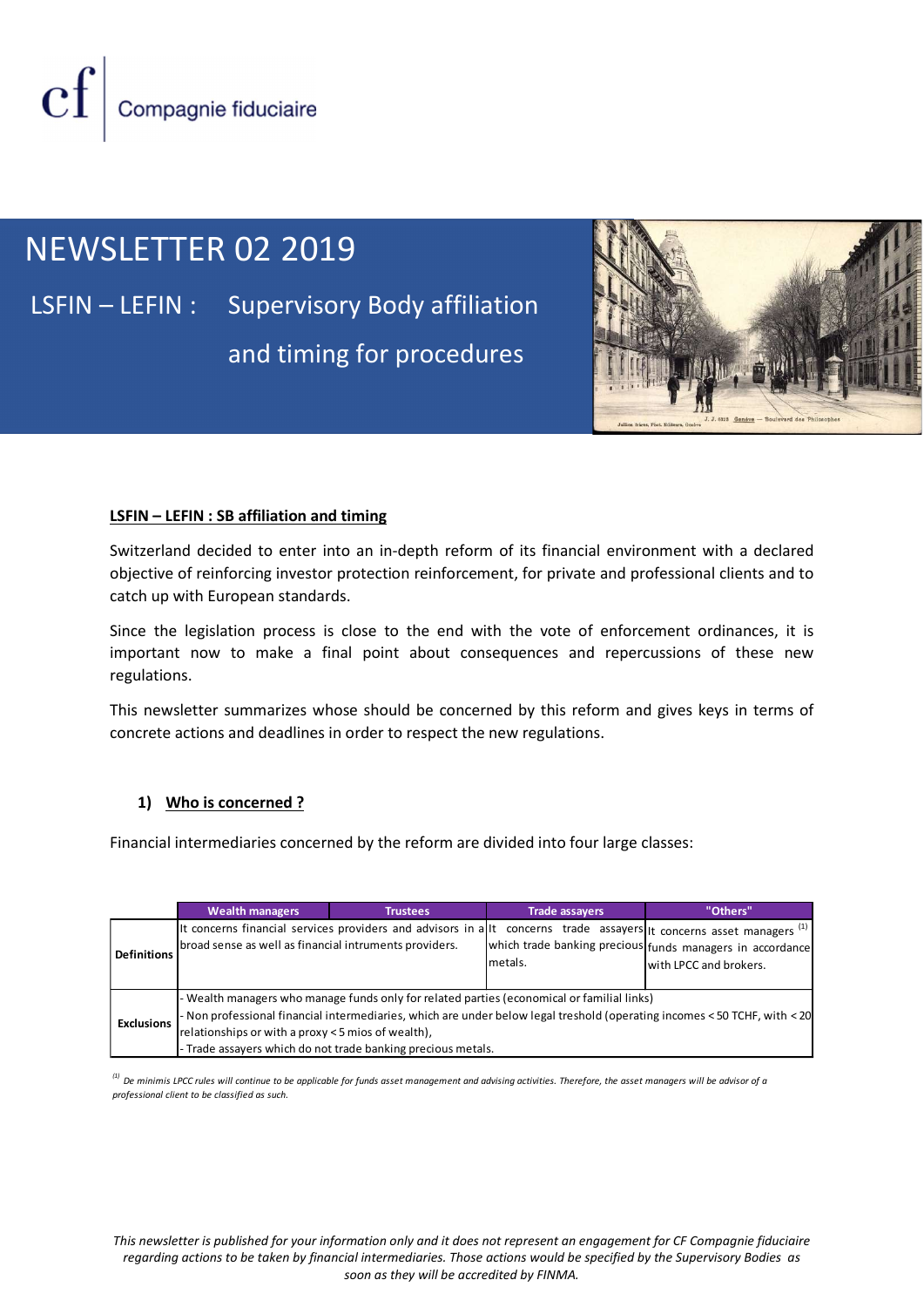cf | Compagnie fiduciaire

# NEWSLETTER 02 2019

## LSFIN – LEFIN : Supervisory Body affiliation and timing for procedures

**LSFIN – LEFIN : SB affiliation and timing**

Switzerland decided to enter into an in-depth reform of its financial environment with a declared objective of reinforcing investor protection reinforcement, for private and professional clients and to catch up with European standards.

Since the legislation process is close to the end with the vote of enforcement ordinances, it is important now to make a final point about consequences and repercussions of these new regulations.

This newsletter summarizes whose should be concerned by this reform and gives keys in terms of concrete actions and deadlines in order to respect the new regulations.

### 1) Who is concerned ?

Financial intermediaries concerned by the reform are divided into four large classes:

| | Wealth managers | Trustees | Trade assayers | "Others" |
|---|---|---|---|---|
| **Definitions** | It concerns financial services providers and advisors in a broad sense as well as financial intruments providers. | | It concerns trade assayers which trade banking precious metals. | It concerns asset managers [(1)] funds managers in accordance with LPCC and brokers. |
| **Exclusions** | - Wealth managers who manage funds only for related parties (economical or familial links)<br>- Non professional financial intermediaries, which are under below legal treshold (operating incomes < 50 TCHF, with < 20 relationships or with a proxy < 5 mios of wealth),<br>- Trade assayers which do not trade banking precious metals. | | | |

*[(1)] De minimis LPCC rules will continue to be applicable for funds asset management and advising activities. Therefore, the asset managers will be advisor of a professional client to be classified as such.*

*This newsletter is published for your information only and it does not represent an engagement for CF Compagnie fiduciaire regarding actions to be taken by financial intermediaries. Those actions would be specified by the Supervisory Bodies as soon as they will be accredited by FINMA.*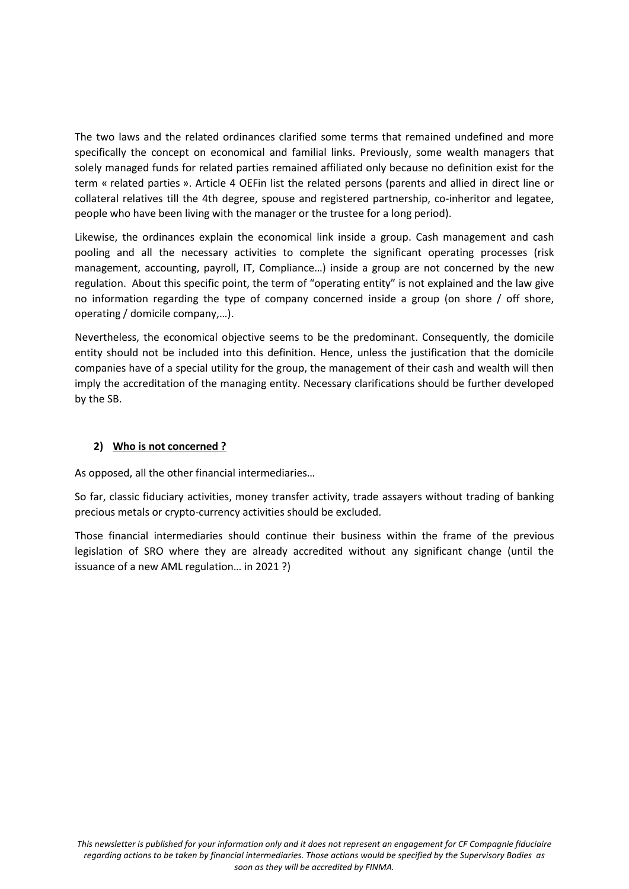The two laws and the related ordinances clarified some terms that remained undefined and more specifically the concept on economical and familial links. Previously, some wealth managers that solely managed funds for related parties remained affiliated only because no definition exist for the term « related parties ». Article 4 OEFin list the related persons (parents and allied in direct line or collateral relatives till the 4th degree, spouse and registered partnership, co-inheritor and legatee, people who have been living with the manager or the trustee for a long period).

Likewise, the ordinances explain the economical link inside a group. Cash management and cash pooling and all the necessary activities to complete the significant operating processes (risk management, accounting, payroll, IT, Compliance…) inside a group are not concerned by the new regulation. About this specific point, the term of "operating entity" is not explained and the law give no information regarding the type of company concerned inside a group (on shore / off shore, operating / domicile company,…).

Nevertheless, the economical objective seems to be the predominant. Consequently, the domicile entity should not be included into this definition. Hence, unless the justification that the domicile companies have of a special utility for the group, the management of their cash and wealth will then imply the accreditation of the managing entity. Necessary clarifications should be further developed by the SB.

### 2) Who is not concerned ?

As opposed, all the other financial intermediaries…

So far, classic fiduciary activities, money transfer activity, trade assayers without trading of banking precious metals or crypto-currency activities should be excluded.

Those financial intermediaries should continue their business within the frame of the previous legislation of SRO where they are already accredited without any significant change (until the issuance of a new AML regulation… in 2021 ?)

*This newsletter is published for your information only and it does not represent an engagement for CF Compagnie fiduciaire regarding actions to be taken by financial intermediaries. Those actions would be specified by the Supervisory Bodies as soon as they will be accredited by FINMA.*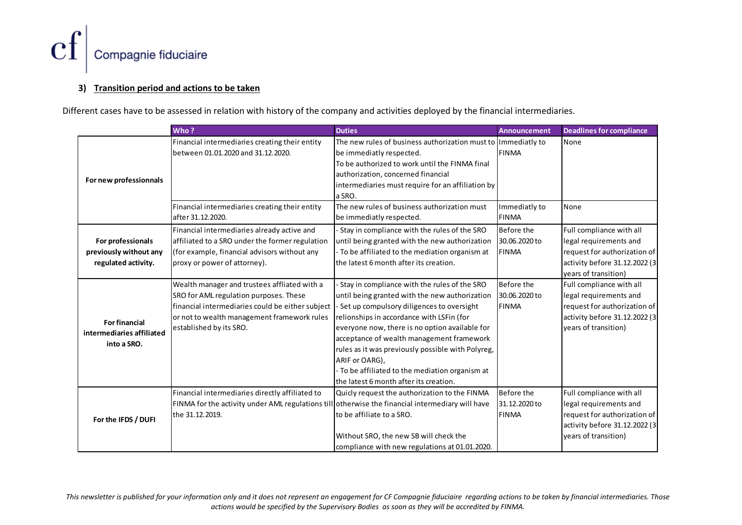### 3) Transition period and actions to be taken

Different cases have to be assessed in relation with history of the company and activities deployed by the financial intermediaries.

| | Who ? | Duties | Announcement | Deadlines for compliance |
|---|---|---|---|---|
| For new professionnals | Financial intermediaries creating their entity between 01.01.2020 and 31.12.2020. | The new rules of business authorization must to be immediatly respected. To be authorized to work until the FINMA final authorization, concerned financial intermediaries must require for an affiliation by a SRO. | Immediatly to FINMA | None |
| | Financial intermediaries creating their entity after 31.12.2020. | The new rules of business authorization must be immediatly respected. | Immediatly to FINMA | None |
| For professionals previously without any regulated activity. | Financial intermediaries already active and affiliated to a SRO under the former regulation (for example, financial advisors without any proxy or power of attorney). | - Stay in compliance with the rules of the SRO until being granted with the new authorization - To be affiliated to the mediation organism at the latest 6 month after its creation. | Before the 30.06.2020 to FINMA | Full compliance with all legal requirements and request for authorization of activity before 31.12.2022 (3 years of transition) |
| For financial intermediaries affiliated into a SRO. | Wealth manager and trustees affliated with a SRO for AML regulation purposes. These financial intermediaries could be either subject or not to wealth management framework rules established by its SRO. | - Stay in compliance with the rules of the SRO until being granted with the new authorization - Set up compulsory diligences to oversight relionships in accordance with LSFin (for everyone now, there is no option available for acceptance of wealth management framework rules as it was previously possible with Polyreg, ARIF or OARG), - To be affiliated to the mediation organism at the latest 6 month after its creation. | Before the 30.06.2020 to FINMA | Full compliance with all legal requirements and request for authorization of activity before 31.12.2022 (3 years of transition) |
| For the IFDS / DUFI | Financial intermediaries directly affiliated to FINMA for the activity under AML regulations till the 31.12.2019. | Quicly request the authorization to the FINMA otherwise the financial intermediary will have to be affiliate to a SRO. Without SRO, the new SB will check the compliance with new regulations at 01.01.2020. | Before the 31.12.2020 to FINMA | Full compliance with all legal requirements and request for authorization of activity before 31.12.2022 (3 years of transition) |

*This newsletter is published for your information only and it does not represent an engagement for CF Compagnie fiduciaire regarding actions to be taken by financial intermediaries. Those actions would be specified by the Supervisory Bodies as soon as they will be accredited by FINMA.*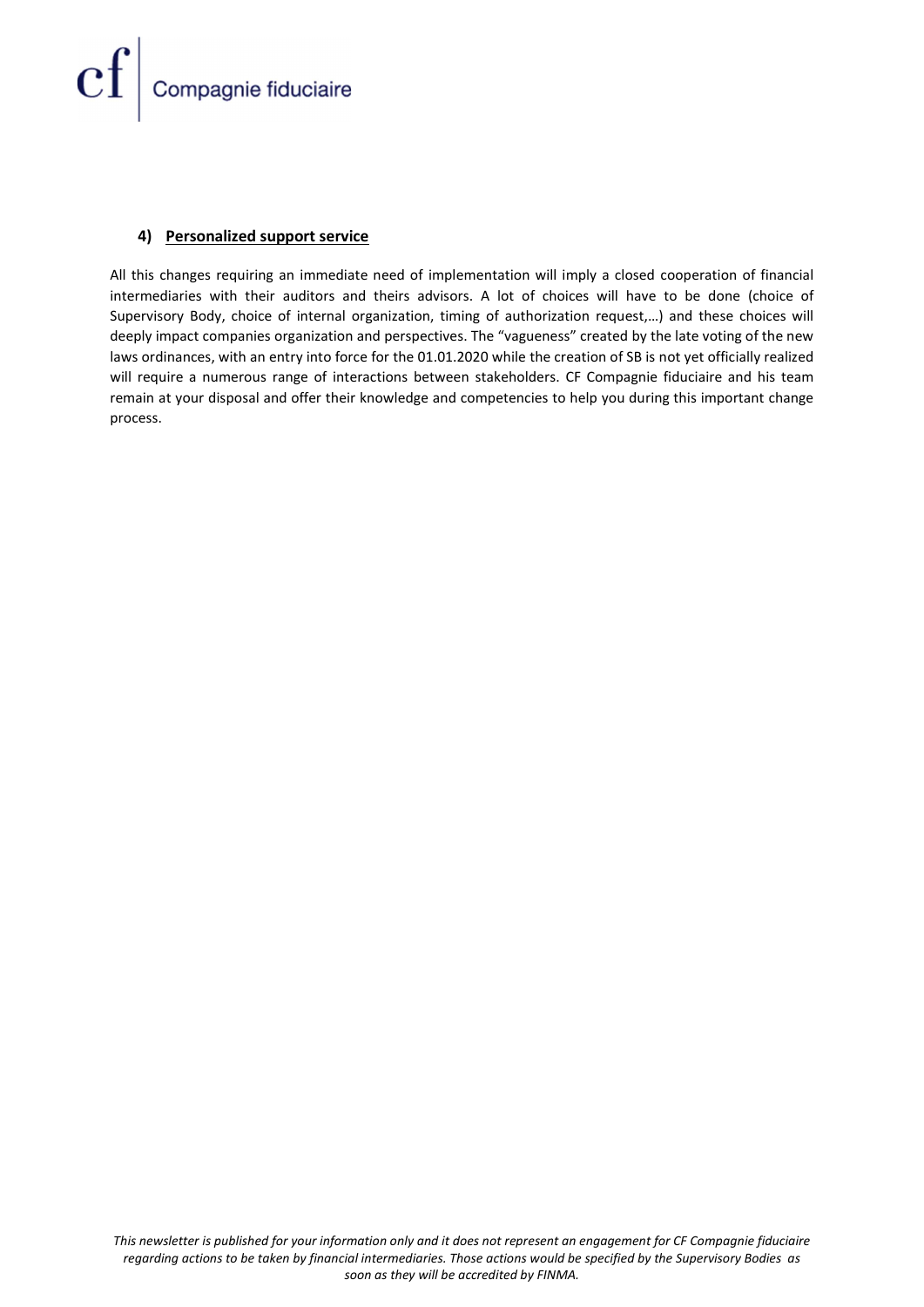#### 4) **Personalized support service**

All this changes requiring an immediate need of implementation will imply a closed cooperation of financial intermediaries with their auditors and theirs advisors. A lot of choices will have to be done (choice of Supervisory Body, choice of internal organization, timing of authorization request,…) and these choices will deeply impact companies organization and perspectives. The "vagueness" created by the late voting of the new laws ordinances, with an entry into force for the 01.01.2020 while the creation of SB is not yet officially realized will require a numerous range of interactions between stakeholders. CF Compagnie fiduciaire and his team remain at your disposal and offer their knowledge and competencies to help you during this important change process.

*This newsletter is published for your information only and it does not represent an engagement for CF Compagnie fiduciaire regarding actions to be taken by financial intermediaries. Those actions would be specified by the Supervisory Bodies as soon as they will be accredited by FINMA.*